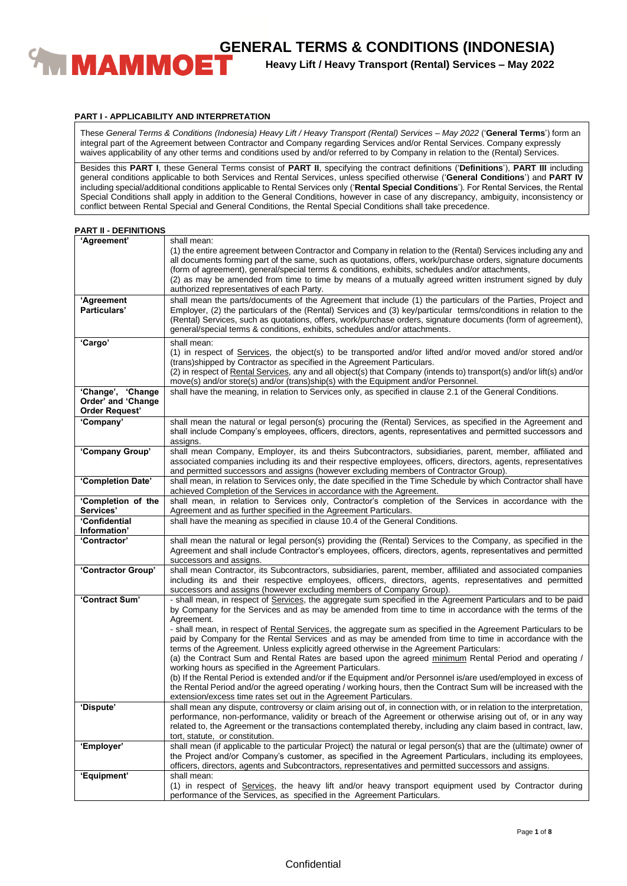# GENERAL TERMS & CONDITIONS (INDONESIA)

**Heavy Lift / Heavy Transport (Rental) Services – May 2022**

## PART I - APPLICABILITY AND INTERPRETATION

These *General Terms & Conditions (Indonesia) Heavy Lift / Heavy Transport (Rental) Services – May 2022* ('**General Terms**') form an integral part of the Agreement between Contractor and Company regarding Services and/or Rental Services. Company expressly waives applicability of any other terms and conditions used by and/or referred to by Company in relation to the (Rental) Services.

Besides this **PART I**, these General Terms consist of **PART II**, specifying the contract definitions ('**Definitions**'), **PART III** including general conditions applicable to both Services and Rental Services, unless specified otherwise ('**General Conditions**') and **PART IV** including special/additional conditions applicable to Rental Services only ('**Rental Special Conditions**'). For Rental Services, the Rental Special Conditions shall apply in addition to the General Conditions, however in case of any discrepancy, ambiguity, inconsistency or conflict between Rental Special and General Conditions, the Rental Special Conditions shall take precedence.

## PART II - DEFINITIONS

| | |
|---|---|
| **'Agreement'** | shall mean:<br>(1) the entire agreement between Contractor and Company in relation to the (Rental) Services including any and all documents forming part of the same, such as quotations, offers, work/purchase orders, signature documents (form of agreement), general/special terms & conditions, exhibits, schedules and/or attachments,<br>(2) as may be amended from time to time by means of a mutually agreed written instrument signed by duly authorized representatives of each Party. |
| **'Agreement Particulars'** | shall mean the parts/documents of the Agreement that include (1) the particulars of the Parties, Project and Employer, (2) the particulars of the (Rental) Services and (3) key/particular terms/conditions in relation to the (Rental) Services, such as quotations, offers, work/purchase orders, signature documents (form of agreement), general/special terms & conditions, exhibits, schedules and/or attachments. |
| **'Cargo'** | shall mean:<br>(1) in respect of Services, the object(s) to be transported and/or lifted and/or moved and/or stored and/or (trans)shipped by Contractor as specified in the Agreement Particulars.<br>(2) in respect of Rental Services, any and all object(s) that Company (intends to) transport(s) and/or lift(s) and/or move(s) and/or store(s) and/or (trans)ship(s) with the Equipment and/or Personnel. |
| **'Change', 'Change Order' and 'Change Order Request'** | shall have the meaning, in relation to Services only, as specified in clause 2.1 of the General Conditions. |
| **'Company'** | shall mean the natural or legal person(s) procuring the (Rental) Services, as specified in the Agreement and shall include Company's employees, officers, directors, agents, representatives and permitted successors and assigns. |
| **'Company Group'** | shall mean Company, Employer, its and theirs Subcontractors, subsidiaries, parent, member, affiliated and associated companies including its and their respective employees, officers, directors, agents, representatives and permitted successors and assigns (however excluding members of Contractor Group). |
| **'Completion Date'** | shall mean, in relation to Services only, the date specified in the Time Schedule by which Contractor shall have achieved Completion of the Services in accordance with the Agreement. |
| **'Completion of the Services'** | shall mean, in relation to Services only, Contractor's completion of the Services in accordance with the Agreement and as further specified in the Agreement Particulars. |
| **'Confidential Information'** | shall have the meaning as specified in clause 10.4 of the General Conditions. |
| **'Contractor'** | shall mean the natural or legal person(s) providing the (Rental) Services to the Company, as specified in the Agreement and shall include Contractor's employees, officers, directors, agents, representatives and permitted successors and assigns. |
| **'Contractor Group'** | shall mean Contractor, its Subcontractors, subsidiaries, parent, member, affiliated and associated companies including its and their respective employees, officers, directors, agents, representatives and permitted successors and assigns (however excluding members of Company Group). |
| **'Contract Sum'** | - shall mean, in respect of Services, the aggregate sum specified in the Agreement Particulars and to be paid by Company for the Services and as may be amended from time to time in accordance with the terms of the Agreement.<br>- shall mean, in respect of Rental Services, the aggregate sum as specified in the Agreement Particulars to be paid by Company for the Rental Services and as may be amended from time to time in accordance with the terms of the Agreement. Unless explicitly agreed otherwise in the Agreement Particulars:<br>(a) the Contract Sum and Rental Rates are based upon the agreed minimum Rental Period and operating / working hours as specified in the Agreement Particulars.<br>(b) If the Rental Period is extended and/or if the Equipment and/or Personnel is/are used/employed in excess of the Rental Period and/or the agreed operating / working hours, then the Contract Sum will be increased with the extension/excess time rates set out in the Agreement Particulars. |
| **'Dispute'** | shall mean any dispute, controversy or claim arising out of, in connection with, or in relation to the interpretation, performance, non-performance, validity or breach of the Agreement or otherwise arising out of, or in any way related to, the Agreement or the transactions contemplated thereby, including any claim based in contract, law, tort, statute, or constitution. |
| **'Employer'** | shall mean (if applicable to the particular Project) the natural or legal person(s) that are the (ultimate) owner of the Project and/or Company's customer, as specified in the Agreement Particulars, including its employees, officers, directors, agents and Subcontractors, representatives and permitted successors and assigns. |
| **'Equipment'** | shall mean:<br>(1) in respect of Services, the heavy lift and/or heavy transport equipment used by Contractor during performance of the Services, as specified in the Agreement Particulars. |

Confidential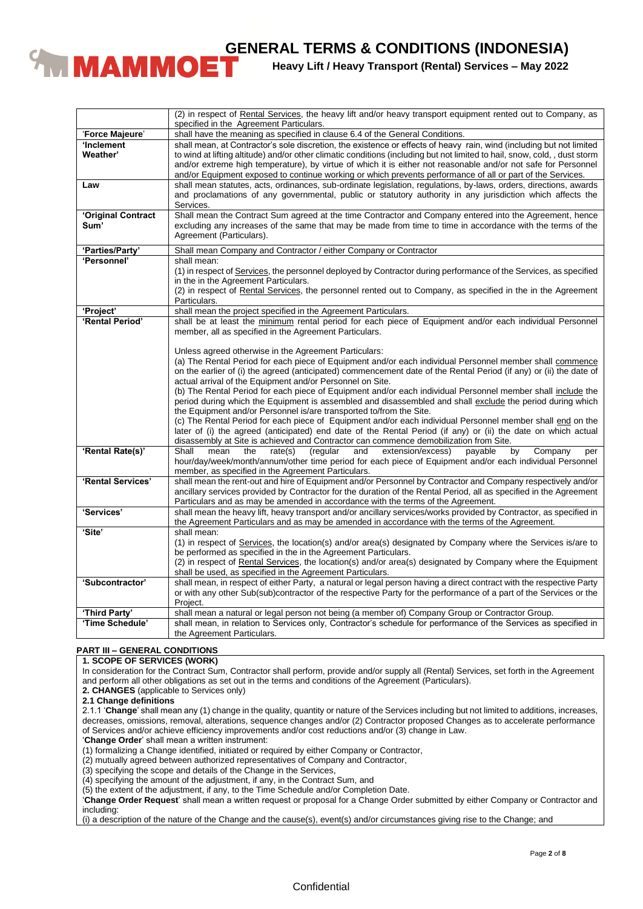| | |
|---|---|
| | (2) in respect of Rental Services, the heavy lift and/or heavy transport equipment rented out to Company, as specified in the Agreement Particulars. |
| 'Force Majeure' | shall have the meaning as specified in clause 6.4 of the General Conditions. |
| 'Inclement Weather' | shall mean, at Contractor's sole discretion, the existence or effects of heavy rain, wind (including but not limited to wind at lifting altitude) and/or other climatic conditions (including but not limited to hail, snow, cold, , dust storm and/or extreme high temperature), by virtue of which it is either not reasonable and/or not safe for Personnel and/or Equipment exposed to continue working or which prevents performance of all or part of the Services. |
| Law | shall mean statutes, acts, ordinances, sub-ordinate legislation, regulations, by-laws, orders, directions, awards and proclamations of any governmental, public or statutory authority in any jurisdiction which affects the Services. |
| 'Original Contract Sum' | Shall mean the Contract Sum agreed at the time Contractor and Company entered into the Agreement, hence excluding any increases of the same that may be made from time to time in accordance with the terms of the Agreement (Particulars). |
| 'Parties/Party' | Shall mean Company and Contractor / either Company or Contractor |
| 'Personnel' | shall mean:<br>(1) in respect of Services, the personnel deployed by Contractor during performance of the Services, as specified in the in the Agreement Particulars.<br>(2) in respect of Rental Services, the personnel rented out to Company, as specified in the in the Agreement Particulars. |
| 'Project' | shall mean the project specified in the Agreement Particulars. |
| 'Rental Period' | shall be at least the minimum rental period for each piece of Equipment and/or each individual Personnel member, all as specified in the Agreement Particulars.<br><br>Unless agreed otherwise in the Agreement Particulars:<br>(a) The Rental Period for each piece of Equipment and/or each individual Personnel member shall commence on the earlier of (i) the agreed (anticipated) commencement date of the Rental Period (if any) or (ii) the date of actual arrival of the Equipment and/or Personnel on Site.<br>(b) The Rental Period for each piece of Equipment and/or each individual Personnel member shall include the period during which the Equipment is assembled and disassembled and shall exclude the period during which the Equipment and/or Personnel is/are transported to/from the Site.<br>(c) The Rental Period for each piece of Equipment and/or each individual Personnel member shall end on the later of (i) the agreed (anticipated) end date of the Rental Period (if any) or (ii) the date on which actual disassembly at Site is achieved and Contractor can commence demobilization from Site. |
| 'Rental Rate(s)' | Shall mean the rate(s) (regular and extension/excess) payable by Company per hour/day/week/month/annum/other time period for each piece of Equipment and/or each individual Personnel member, as specified in the Agreement Particulars. |
| 'Rental Services' | shall mean the rent-out and hire of Equipment and/or Personnel by Contractor and Company respectively and/or ancillary services provided by Contractor for the duration of the Rental Period, all as specified in the Agreement Particulars and as may be amended in accordance with the terms of the Agreement. |
| 'Services' | shall mean the heavy lift, heavy transport and/or ancillary services/works provided by Contractor, as specified in the Agreement Particulars and as may be amended in accordance with the terms of the Agreement. |
| 'Site' | shall mean:<br>(1) in respect of Services, the location(s) and/or area(s) designated by Company where the Services is/are to be performed as specified in the in the Agreement Particulars.<br>(2) in respect of Rental Services, the location(s) and/or area(s) designated by Company where the Equipment shall be used, as specified in the Agreement Particulars. |
| 'Subcontractor' | shall mean, in respect of either Party, a natural or legal person having a direct contract with the respective Party or with any other Sub(sub)contractor of the respective Party for the performance of a part of the Services or the Project. |
| 'Third Party' | shall mean a natural or legal person not being (a member of) Company Group or Contractor Group. |
| 'Time Schedule' | shall mean, in relation to Services only, Contractor's schedule for performance of the Services as specified in the Agreement Particulars. |

## PART III – GENERAL CONDITIONS

### 1. SCOPE OF SERVICES (WORK)

In consideration for the Contract Sum, Contractor shall perform, provide and/or supply all (Rental) Services, set forth in the Agreement and perform all other obligations as set out in the terms and conditions of the Agreement (Particulars).

### 2. CHANGES (applicable to Services only)

**2.1 Change definitions**

2.1.1 '**Change**' shall mean any (1) change in the quality, quantity or nature of the Services including but not limited to additions, increases, decreases, omissions, removal, alterations, sequence changes and/or (2) Contractor proposed Changes as to accelerate performance of Services and/or achieve efficiency improvements and/or cost reductions and/or (3) change in Law.

'**Change Order**' shall mean a written instrument:

(1) formalizing a Change identified, initiated or required by either Company or Contractor,
(2) mutually agreed between authorized representatives of Company and Contractor,
(3) specifying the scope and details of the Change in the Services,
(4) specifying the amount of the adjustment, if any, in the Contract Sum, and
(5) the extent of the adjustment, if any, to the Time Schedule and/or Completion Date.

'**Change Order Request**' shall mean a written request or proposal for a Change Order submitted by either Company or Contractor and including:

(i) a description of the nature of the Change and the cause(s), event(s) and/or circumstances giving rise to the Change; and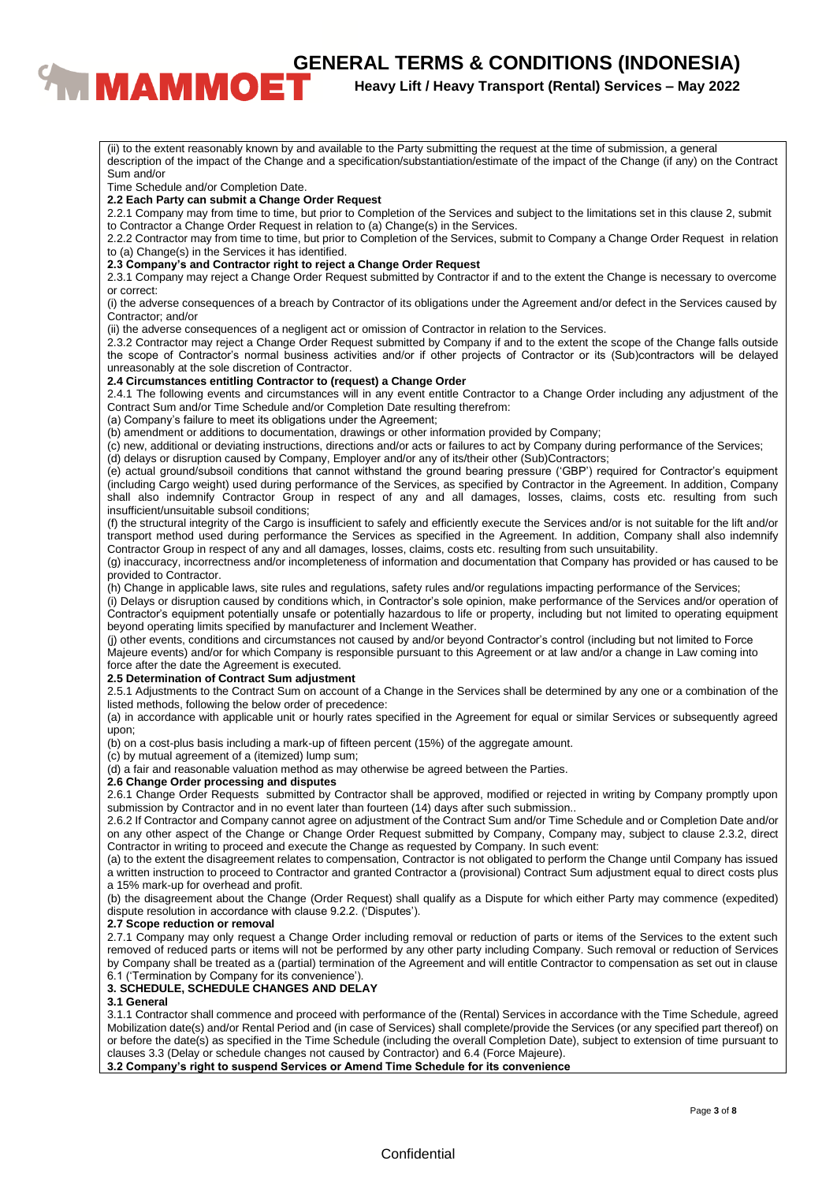(ii) to the extent reasonably known by and available to the Party submitting the request at the time of submission, a general description of the impact of the Change and a specification/substantiation/estimate of the impact of the Change (if any) on the Contract Sum and/or

Time Schedule and/or Completion Date.

**2.2 Each Party can submit a Change Order Request**

2.2.1 Company may from time to time, but prior to Completion of the Services and subject to the limitations set in this clause 2, submit to Contractor a Change Order Request in relation to (a) Change(s) in the Services.

2.2.2 Contractor may from time to time, but prior to Completion of the Services, submit to Company a Change Order Request in relation to (a) Change(s) in the Services it has identified.

**2.3 Company's and Contractor right to reject a Change Order Request**

2.3.1 Company may reject a Change Order Request submitted by Contractor if and to the extent the Change is necessary to overcome or correct:

(i) the adverse consequences of a breach by Contractor of its obligations under the Agreement and/or defect in the Services caused by Contractor; and/or

(ii) the adverse consequences of a negligent act or omission of Contractor in relation to the Services.

2.3.2 Contractor may reject a Change Order Request submitted by Company if and to the extent the scope of the Change falls outside the scope of Contractor's normal business activities and/or if other projects of Contractor or its (Sub)contractors will be delayed unreasonably at the sole discretion of Contractor.

**2.4 Circumstances entitling Contractor to (request) a Change Order**

2.4.1 The following events and circumstances will in any event entitle Contractor to a Change Order including any adjustment of the Contract Sum and/or Time Schedule and/or Completion Date resulting therefrom:

(a) Company's failure to meet its obligations under the Agreement;

(b) amendment or additions to documentation, drawings or other information provided by Company;

(c) new, additional or deviating instructions, directions and/or acts or failures to act by Company during performance of the Services;

(d) delays or disruption caused by Company, Employer and/or any of its/their other (Sub)Contractors;

(e) actual ground/subsoil conditions that cannot withstand the ground bearing pressure ('GBP') required for Contractor's equipment (including Cargo weight) used during performance of the Services, as specified by Contractor in the Agreement. In addition, Company shall also indemnify Contractor Group in respect of any and all damages, losses, claims, costs etc. resulting from such insufficient/unsuitable subsoil conditions;

(f) the structural integrity of the Cargo is insufficient to safely and efficiently execute the Services and/or is not suitable for the lift and/or transport method used during performance the Services as specified in the Agreement. In addition, Company shall also indemnify Contractor Group in respect of any and all damages, losses, claims, costs etc. resulting from such unsuitability.

(g) inaccuracy, incorrectness and/or incompleteness of information and documentation that Company has provided or has caused to be provided to Contractor.

(h) Change in applicable laws, site rules and regulations, safety rules and/or regulations impacting performance of the Services;

(i) Delays or disruption caused by conditions which, in Contractor's sole opinion, make performance of the Services and/or operation of Contractor's equipment potentially unsafe or potentially hazardous to life or property, including but not limited to operating equipment beyond operating limits specified by manufacturer and Inclement Weather.

(j) other events, conditions and circumstances not caused by and/or beyond Contractor's control (including but not limited to Force Majeure events) and/or for which Company is responsible pursuant to this Agreement or at law and/or a change in Law coming into force after the date the Agreement is executed.

**2.5 Determination of Contract Sum adjustment**

2.5.1 Adjustments to the Contract Sum on account of a Change in the Services shall be determined by any one or a combination of the listed methods, following the below order of precedence:

(a) in accordance with applicable unit or hourly rates specified in the Agreement for equal or similar Services or subsequently agreed upon;

(b) on a cost-plus basis including a mark-up of fifteen percent (15%) of the aggregate amount.

(c) by mutual agreement of a (itemized) lump sum;

(d) a fair and reasonable valuation method as may otherwise be agreed between the Parties.

**2.6 Change Order processing and disputes**

2.6.1 Change Order Requests submitted by Contractor shall be approved, modified or rejected in writing by Company promptly upon submission by Contractor and in no event later than fourteen (14) days after such submission..

2.6.2 If Contractor and Company cannot agree on adjustment of the Contract Sum and/or Time Schedule and or Completion Date and/or on any other aspect of the Change or Change Order Request submitted by Company, Company may, subject to clause 2.3.2, direct Contractor in writing to proceed and execute the Change as requested by Company. In such event:

(a) to the extent the disagreement relates to compensation, Contractor is not obligated to perform the Change until Company has issued a written instruction to proceed to Contractor and granted Contractor a (provisional) Contract Sum adjustment equal to direct costs plus a 15% mark-up for overhead and profit.

(b) the disagreement about the Change (Order Request) shall qualify as a Dispute for which either Party may commence (expedited) dispute resolution in accordance with clause 9.2.2. ('Disputes').

**2.7 Scope reduction or removal**

2.7.1 Company may only request a Change Order including removal or reduction of parts or items of the Services to the extent such removed of reduced parts or items will not be performed by any other party including Company. Such removal or reduction of Services by Company shall be treated as a (partial) termination of the Agreement and will entitle Contractor to compensation as set out in clause 6.1 ('Termination by Company for its convenience').

## 3. SCHEDULE, SCHEDULE CHANGES AND DELAY

**3.1 General**

3.1.1 Contractor shall commence and proceed with performance of the (Rental) Services in accordance with the Time Schedule, agreed Mobilization date(s) and/or Rental Period and (in case of Services) shall complete/provide the Services (or any specified part thereof) on or before the date(s) as specified in the Time Schedule (including the overall Completion Date), subject to extension of time pursuant to clauses 3.3 (Delay or schedule changes not caused by Contractor) and 6.4 (Force Majeure).

**3.2 Company's right to suspend Services or Amend Time Schedule for its convenience**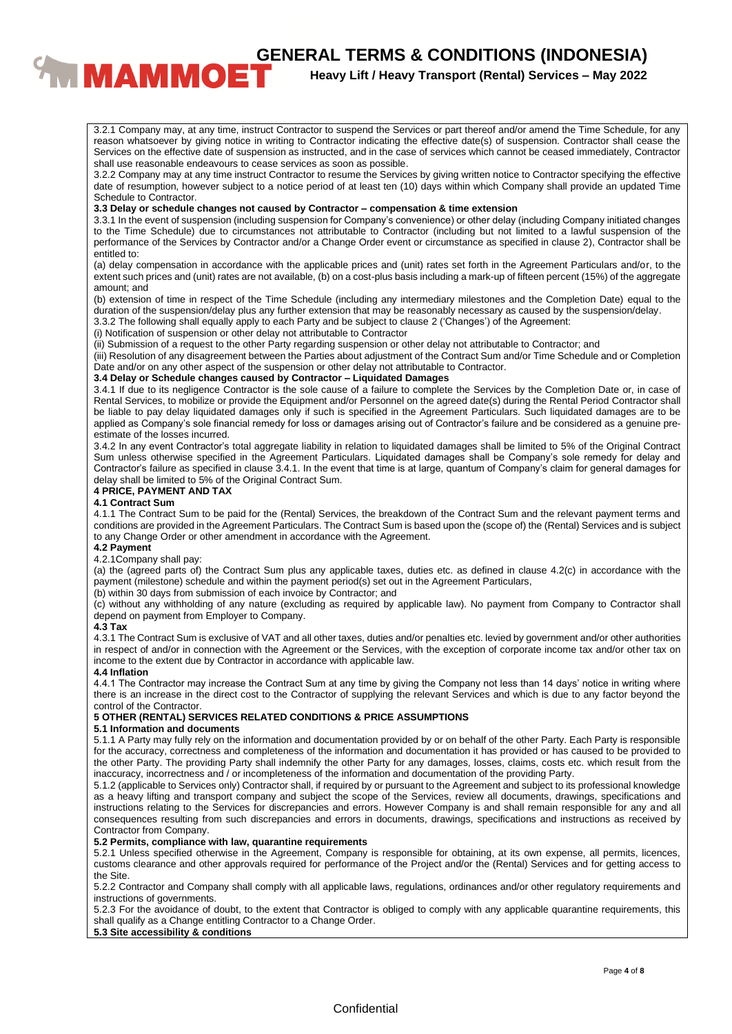3.2.1 Company may, at any time, instruct Contractor to suspend the Services or part thereof and/or amend the Time Schedule, for any reason whatsoever by giving notice in writing to Contractor indicating the effective date(s) of suspension. Contractor shall cease the Services on the effective date of suspension as instructed, and in the case of services which cannot be ceased immediately, Contractor shall use reasonable endeavours to cease services as soon as possible.

3.2.2 Company may at any time instruct Contractor to resume the Services by giving written notice to Contractor specifying the effective date of resumption, however subject to a notice period of at least ten (10) days within which Company shall provide an updated Time Schedule to Contractor.

**3.3 Delay or schedule changes not caused by Contractor – compensation & time extension**

3.3.1 In the event of suspension (including suspension for Company's convenience) or other delay (including Company initiated changes to the Time Schedule) due to circumstances not attributable to Contractor (including but not limited to a lawful suspension of the performance of the Services by Contractor and/or a Change Order event or circumstance as specified in clause 2), Contractor shall be entitled to:

(a) delay compensation in accordance with the applicable prices and (unit) rates set forth in the Agreement Particulars and/or, to the extent such prices and (unit) rates are not available, (b) on a cost-plus basis including a mark-up of fifteen percent (15%) of the aggregate amount; and

(b) extension of time in respect of the Time Schedule (including any intermediary milestones and the Completion Date) equal to the duration of the suspension/delay plus any further extension that may be reasonably necessary as caused by the suspension/delay.

3.3.2 The following shall equally apply to each Party and be subject to clause 2 ('Changes') of the Agreement:

(i) Notification of suspension or other delay not attributable to Contractor

(ii) Submission of a request to the other Party regarding suspension or other delay not attributable to Contractor; and

(iii) Resolution of any disagreement between the Parties about adjustment of the Contract Sum and/or Time Schedule and or Completion Date and/or on any other aspect of the suspension or other delay not attributable to Contractor.

**3.4 Delay or Schedule changes caused by Contractor – Liquidated Damages**

3.4.1 If due to its negligence Contractor is the sole cause of a failure to complete the Services by the Completion Date or, in case of Rental Services, to mobilize or provide the Equipment and/or Personnel on the agreed date(s) during the Rental Period Contractor shall be liable to pay delay liquidated damages only if such is specified in the Agreement Particulars. Such liquidated damages are to be applied as Company's sole financial remedy for loss or damages arising out of Contractor's failure and be considered as a genuine pre-estimate of the losses incurred.

3.4.2 In any event Contractor's total aggregate liability in relation to liquidated damages shall be limited to 5% of the Original Contract Sum unless otherwise specified in the Agreement Particulars. Liquidated damages shall be Company's sole remedy for delay and Contractor's failure as specified in clause 3.4.1. In the event that time is at large, quantum of Company's claim for general damages for delay shall be limited to 5% of the Original Contract Sum.

**4 PRICE, PAYMENT AND TAX**

**4.1 Contract Sum**

4.1.1 The Contract Sum to be paid for the (Rental) Services, the breakdown of the Contract Sum and the relevant payment terms and conditions are provided in the Agreement Particulars. The Contract Sum is based upon the (scope of) the (Rental) Services and is subject to any Change Order or other amendment in accordance with the Agreement.

**4.2 Payment**

4.2.1Company shall pay:

(a) the (agreed parts of) the Contract Sum plus any applicable taxes, duties etc. as defined in clause 4.2(c) in accordance with the payment (milestone) schedule and within the payment period(s) set out in the Agreement Particulars,

(b) within 30 days from submission of each invoice by Contractor; and

(c) without any withholding of any nature (excluding as required by applicable law). No payment from Company to Contractor shall depend on payment from Employer to Company.

**4.3 Tax**

4.3.1 The Contract Sum is exclusive of VAT and all other taxes, duties and/or penalties etc. levied by government and/or other authorities in respect of and/or in connection with the Agreement or the Services, with the exception of corporate income tax and/or other tax on income to the extent due by Contractor in accordance with applicable law.

**4.4 Inflation**

4.4.1 The Contractor may increase the Contract Sum at any time by giving the Company not less than 14 days' notice in writing where there is an increase in the direct cost to the Contractor of supplying the relevant Services and which is due to any factor beyond the control of the Contractor.

**5 OTHER (RENTAL) SERVICES RELATED CONDITIONS & PRICE ASSUMPTIONS**

**5.1 Information and documents**

5.1.1 A Party may fully rely on the information and documentation provided by or on behalf of the other Party. Each Party is responsible for the accuracy, correctness and completeness of the information and documentation it has provided or has caused to be provided to the other Party. The providing Party shall indemnify the other Party for any damages, losses, claims, costs etc. which result from the inaccuracy, incorrectness and / or incompleteness of the information and documentation of the providing Party.

5.1.2 (applicable to Services only) Contractor shall, if required by or pursuant to the Agreement and subject to its professional knowledge as a heavy lifting and transport company and subject the scope of the Services, review all documents, drawings, specifications and instructions relating to the Services for discrepancies and errors. However Company is and shall remain responsible for any and all consequences resulting from such discrepancies and errors in documents, drawings, specifications and instructions as received by Contractor from Company.

**5.2 Permits, compliance with law, quarantine requirements**

5.2.1 Unless specified otherwise in the Agreement, Company is responsible for obtaining, at its own expense, all permits, licences, customs clearance and other approvals required for performance of the Project and/or the (Rental) Services and for getting access to the Site.

5.2.2 Contractor and Company shall comply with all applicable laws, regulations, ordinances and/or other regulatory requirements and instructions of governments.

5.2.3 For the avoidance of doubt, to the extent that Contractor is obliged to comply with any applicable quarantine requirements, this shall qualify as a Change entitling Contractor to a Change Order.

**5.3 Site accessibility & conditions**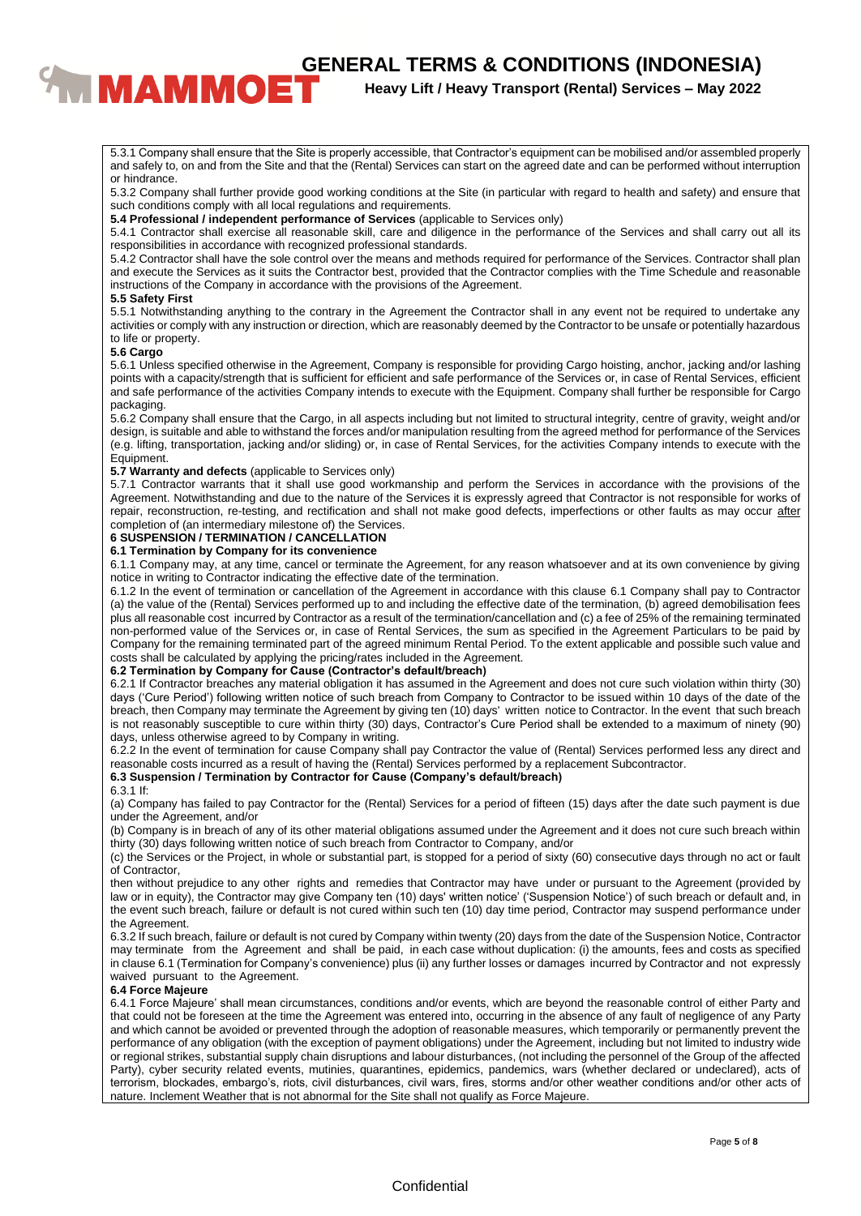5.3.1 Company shall ensure that the Site is properly accessible, that Contractor's equipment can be mobilised and/or assembled properly and safely to, on and from the Site and that the (Rental) Services can start on the agreed date and can be performed without interruption or hindrance.

5.3.2 Company shall further provide good working conditions at the Site (in particular with regard to health and safety) and ensure that such conditions comply with all local regulations and requirements.

**5.4 Professional / independent performance of Services** (applicable to Services only)

5.4.1 Contractor shall exercise all reasonable skill, care and diligence in the performance of the Services and shall carry out all its responsibilities in accordance with recognized professional standards.

5.4.2 Contractor shall have the sole control over the means and methods required for performance of the Services. Contractor shall plan and execute the Services as it suits the Contractor best, provided that the Contractor complies with the Time Schedule and reasonable instructions of the Company in accordance with the provisions of the Agreement.

**5.5 Safety First**

5.5.1 Notwithstanding anything to the contrary in the Agreement the Contractor shall in any event not be required to undertake any activities or comply with any instruction or direction, which are reasonably deemed by the Contractor to be unsafe or potentially hazardous to life or property.

**5.6 Cargo**

5.6.1 Unless specified otherwise in the Agreement, Company is responsible for providing Cargo hoisting, anchor, jacking and/or lashing points with a capacity/strength that is sufficient for efficient and safe performance of the Services or, in case of Rental Services, efficient and safe performance of the activities Company intends to execute with the Equipment. Company shall further be responsible for Cargo packaging.

5.6.2 Company shall ensure that the Cargo, in all aspects including but not limited to structural integrity, centre of gravity, weight and/or design, is suitable and able to withstand the forces and/or manipulation resulting from the agreed method for performance of the Services (e.g. lifting, transportation, jacking and/or sliding) or, in case of Rental Services, for the activities Company intends to execute with the Equipment.

**5.7 Warranty and defects** (applicable to Services only)

5.7.1 Contractor warrants that it shall use good workmanship and perform the Services in accordance with the provisions of the Agreement. Notwithstanding and due to the nature of the Services it is expressly agreed that Contractor is not responsible for works of repair, reconstruction, re-testing, and rectification and shall not make good defects, imperfections or other faults as may occur after completion of (an intermediary milestone of) the Services.

**6 SUSPENSION / TERMINATION / CANCELLATION**

**6.1 Termination by Company for its convenience**

6.1.1 Company may, at any time, cancel or terminate the Agreement, for any reason whatsoever and at its own convenience by giving notice in writing to Contractor indicating the effective date of the termination.

6.1.2 In the event of termination or cancellation of the Agreement in accordance with this clause 6.1 Company shall pay to Contractor (a) the value of the (Rental) Services performed up to and including the effective date of the termination, (b) agreed demobilisation fees plus all reasonable cost incurred by Contractor as a result of the termination/cancellation and (c) a fee of 25% of the remaining terminated non-performed value of the Services or, in case of Rental Services, the sum as specified in the Agreement Particulars to be paid by Company for the remaining terminated part of the agreed minimum Rental Period. To the extent applicable and possible such value and costs shall be calculated by applying the pricing/rates included in the Agreement.

**6.2 Termination by Company for Cause (Contractor's default/breach)**

6.2.1 If Contractor breaches any material obligation it has assumed in the Agreement and does not cure such violation within thirty (30) days ('Cure Period') following written notice of such breach from Company to Contractor to be issued within 10 days of the date of the breach, then Company may terminate the Agreement by giving ten (10) days' written notice to Contractor. In the event that such breach is not reasonably susceptible to cure within thirty (30) days, Contractor's Cure Period shall be extended to a maximum of ninety (90) days, unless otherwise agreed to by Company in writing.

6.2.2 In the event of termination for cause Company shall pay Contractor the value of (Rental) Services performed less any direct and reasonable costs incurred as a result of having the (Rental) Services performed by a replacement Subcontractor.

**6.3 Suspension / Termination by Contractor for Cause (Company's default/breach)**

6.3.1 If:

(a) Company has failed to pay Contractor for the (Rental) Services for a period of fifteen (15) days after the date such payment is due under the Agreement, and/or

(b) Company is in breach of any of its other material obligations assumed under the Agreement and it does not cure such breach within thirty (30) days following written notice of such breach from Contractor to Company, and/or

(c) the Services or the Project, in whole or substantial part, is stopped for a period of sixty (60) consecutive days through no act or fault of Contractor,

then without prejudice to any other rights and remedies that Contractor may have under or pursuant to the Agreement (provided by law or in equity), the Contractor may give Company ten (10) days' written notice' ('Suspension Notice') of such breach or default and, in the event such breach, failure or default is not cured within such ten (10) day time period, Contractor may suspend performance under the Agreement.

6.3.2 If such breach, failure or default is not cured by Company within twenty (20) days from the date of the Suspension Notice, Contractor may terminate from the Agreement and shall be paid, in each case without duplication: (i) the amounts, fees and costs as specified in clause 6.1 (Termination for Company's convenience) plus (ii) any further losses or damages incurred by Contractor and not expressly waived pursuant to the Agreement.

**6.4 Force Majeure**

6.4.1 Force Majeure' shall mean circumstances, conditions and/or events, which are beyond the reasonable control of either Party and that could not be foreseen at the time the Agreement was entered into, occurring in the absence of any fault of negligence of any Party and which cannot be avoided or prevented through the adoption of reasonable measures, which temporarily or permanently prevent the performance of any obligation (with the exception of payment obligations) under the Agreement, including but not limited to industry wide or regional strikes, substantial supply chain disruptions and labour disturbances, (not including the personnel of the Group of the affected Party), cyber security related events, mutinies, quarantines, epidemics, pandemics, wars (whether declared or undeclared), acts of terrorism, blockades, embargo's, riots, civil disturbances, civil wars, fires, storms and/or other weather conditions and/or other acts of nature. Inclement Weather that is not abnormal for the Site shall not qualify as Force Majeure.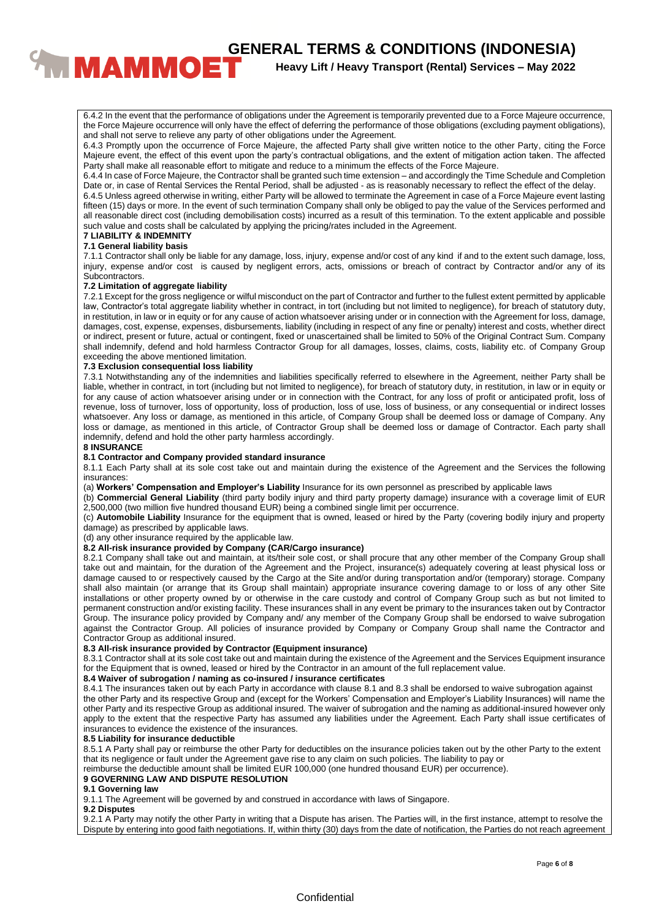6.4.2 In the event that the performance of obligations under the Agreement is temporarily prevented due to a Force Majeure occurrence, the Force Majeure occurrence will only have the effect of deferring the performance of those obligations (excluding payment obligations), and shall not serve to relieve any party of other obligations under the Agreement.

6.4.3 Promptly upon the occurrence of Force Majeure, the affected Party shall give written notice to the other Party, citing the Force Majeure event, the effect of this event upon the party's contractual obligations, and the extent of mitigation action taken. The affected Party shall make all reasonable effort to mitigate and reduce to a minimum the effects of the Force Majeure.

6.4.4 In case of Force Majeure, the Contractor shall be granted such time extension – and accordingly the Time Schedule and Completion Date or, in case of Rental Services the Rental Period, shall be adjusted - as is reasonably necessary to reflect the effect of the delay.

6.4.5 Unless agreed otherwise in writing, either Party will be allowed to terminate the Agreement in case of a Force Majeure event lasting fifteen (15) days or more. In the event of such termination Company shall only be obliged to pay the value of the Services performed and all reasonable direct cost (including demobilisation costs) incurred as a result of this termination. To the extent applicable and possible such value and costs shall be calculated by applying the pricing/rates included in the Agreement.

## 7 LIABILITY & INDEMNITY

### 7.1 General liability basis

7.1.1 Contractor shall only be liable for any damage, loss, injury, expense and/or cost of any kind if and to the extent such damage, loss, injury, expense and/or cost is caused by negligent errors, acts, omissions or breach of contract by Contractor and/or any of its Subcontractors.

### 7.2 Limitation of aggregate liability

7.2.1 Except for the gross negligence or wilful misconduct on the part of Contractor and further to the fullest extent permitted by applicable law, Contractor's total aggregate liability whether in contract, in tort (including but not limited to negligence), for breach of statutory duty, in restitution, in law or in equity or for any cause of action whatsoever arising under or in connection with the Agreement for loss, damage, damages, cost, expense, expenses, disbursements, liability (including in respect of any fine or penalty) interest and costs, whether direct or indirect, present or future, actual or contingent, fixed or unascertained shall be limited to 50% of the Original Contract Sum. Company shall indemnify, defend and hold harmless Contractor Group for all damages, losses, claims, costs, liability etc. of Company Group exceeding the above mentioned limitation.

### 7.3 Exclusion consequential loss liability

7.3.1 Notwithstanding any of the indemnities and liabilities specifically referred to elsewhere in the Agreement, neither Party shall be liable, whether in contract, in tort (including but not limited to negligence), for breach of statutory duty, in restitution, in law or in equity or for any cause of action whatsoever arising under or in connection with the Contract, for any loss of profit or anticipated profit, loss of revenue, loss of turnover, loss of opportunity, loss of production, loss of use, loss of business, or any consequential or indirect losses whatsoever. Any loss or damage, as mentioned in this article, of Company Group shall be deemed loss or damage of Company. Any loss or damage, as mentioned in this article, of Contractor Group shall be deemed loss or damage of Contractor. Each party shall indemnify, defend and hold the other party harmless accordingly.

## 8 INSURANCE

### 8.1 Contractor and Company provided standard insurance

8.1.1 Each Party shall at its sole cost take out and maintain during the existence of the Agreement and the Services the following insurances:

(a) **Workers' Compensation and Employer's Liability** Insurance for its own personnel as prescribed by applicable laws

(b) **Commercial General Liability** (third party bodily injury and third party property damage) insurance with a coverage limit of EUR 2,500,000 (two million five hundred thousand EUR) being a combined single limit per occurrence.

(c) **Automobile Liability** Insurance for the equipment that is owned, leased or hired by the Party (covering bodily injury and property damage) as prescribed by applicable laws.

(d) any other insurance required by the applicable law.

### 8.2 All-risk insurance provided by Company (CAR/Cargo insurance)

8.2.1 Company shall take out and maintain, at its/their sole cost, or shall procure that any other member of the Company Group shall take out and maintain, for the duration of the Agreement and the Project, insurance(s) adequately covering at least physical loss or damage caused to or respectively caused by the Cargo at the Site and/or during transportation and/or (temporary) storage. Company shall also maintain (or arrange that its Group shall maintain) appropriate insurance covering damage to or loss of any other Site installations or other property owned by or otherwise in the care custody and control of Company Group such as but not limited to permanent construction and/or existing facility. These insurances shall in any event be primary to the insurances taken out by Contractor Group. The insurance policy provided by Company and/ any member of the Company Group shall be endorsed to waive subrogation against the Contractor Group. All policies of insurance provided by Company or Company Group shall name the Contractor and Contractor Group as additional insured.

### 8.3 All-risk insurance provided by Contractor (Equipment insurance)

8.3.1 Contractor shall at its sole cost take out and maintain during the existence of the Agreement and the Services Equipment insurance for the Equipment that is owned, leased or hired by the Contractor in an amount of the full replacement value.

### 8.4 Waiver of subrogation / naming as co-insured / insurance certificates

8.4.1 The insurances taken out by each Party in accordance with clause 8.1 and 8.3 shall be endorsed to waive subrogation against the other Party and its respective Group and (except for the Workers' Compensation and Employer's Liability Insurances) will name the other Party and its respective Group as additional insured. The waiver of subrogation and the naming as additional-insured however only apply to the extent that the respective Party has assumed any liabilities under the Agreement. Each Party shall issue certificates of insurances to evidence the existence of the insurances.

### 8.5 Liability for insurance deductible

8.5.1 A Party shall pay or reimburse the other Party for deductibles on the insurance policies taken out by the other Party to the extent that its negligence or fault under the Agreement gave rise to any claim on such policies. The liability to pay or reimburse the deductible amount shall be limited EUR 100,000 (one hundred thousand EUR) per occurrence).

## 9 GOVERNING LAW AND DISPUTE RESOLUTION

### 9.1 Governing law

9.1.1 The Agreement will be governed by and construed in accordance with laws of Singapore.

### 9.2 Disputes

9.2.1 A Party may notify the other Party in writing that a Dispute has arisen. The Parties will, in the first instance, attempt to resolve the Dispute by entering into good faith negotiations. If, within thirty (30) days from the date of notification, the Parties do not reach agreement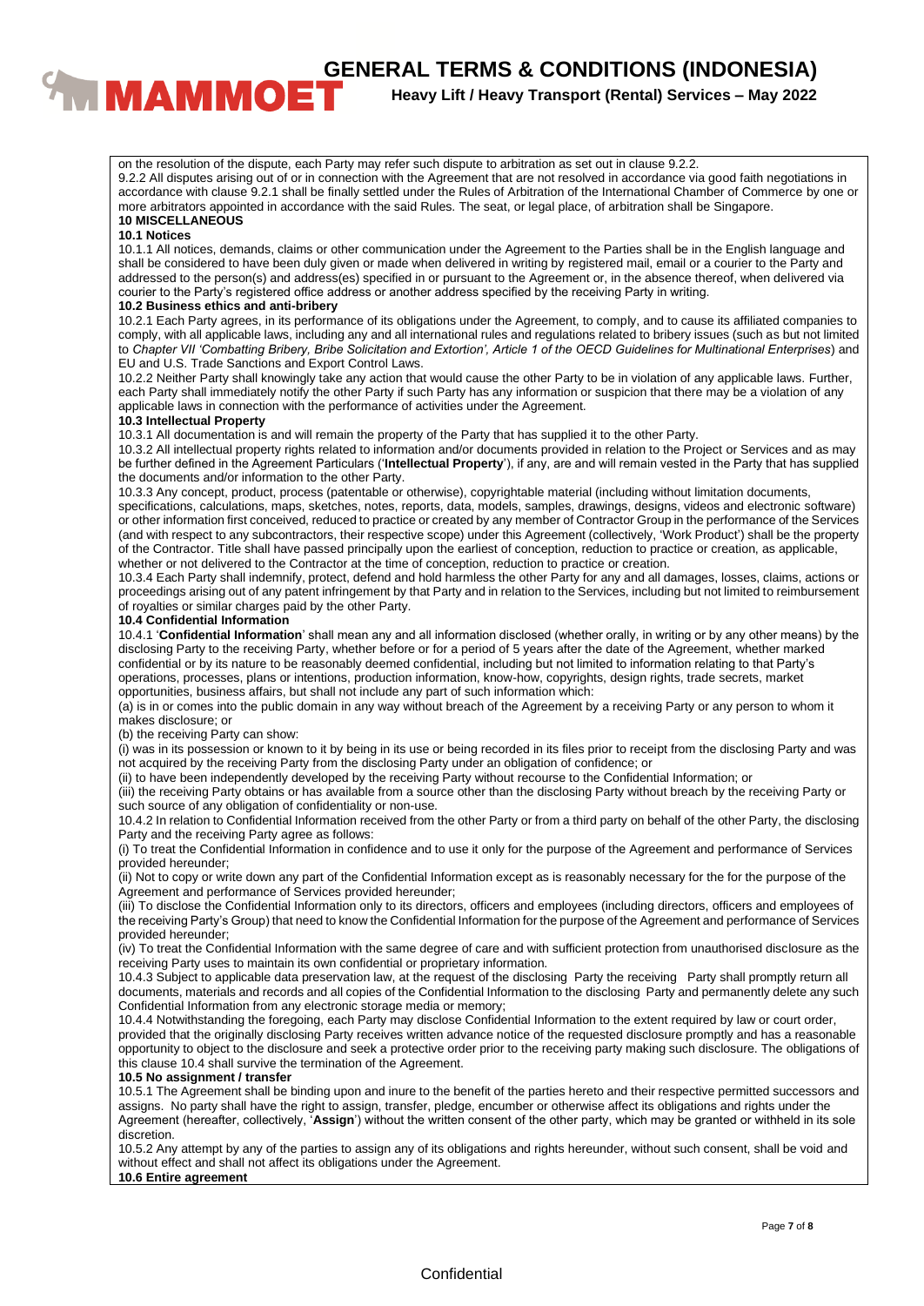on the resolution of the dispute, each Party may refer such dispute to arbitration as set out in clause 9.2.2.

9.2.2 All disputes arising out of or in connection with the Agreement that are not resolved in accordance via good faith negotiations in accordance with clause 9.2.1 shall be finally settled under the Rules of Arbitration of the International Chamber of Commerce by one or more arbitrators appointed in accordance with the said Rules. The seat, or legal place, of arbitration shall be Singapore.

**10 MISCELLANEOUS**

**10.1 Notices**

10.1.1 All notices, demands, claims or other communication under the Agreement to the Parties shall be in the English language and shall be considered to have been duly given or made when delivered in writing by registered mail, email or a courier to the Party and addressed to the person(s) and address(es) specified in or pursuant to the Agreement or, in the absence thereof, when delivered via courier to the Party's registered office address or another address specified by the receiving Party in writing.

**10.2 Business ethics and anti-bribery**

10.2.1 Each Party agrees, in its performance of its obligations under the Agreement, to comply, and to cause its affiliated companies to comply, with all applicable laws, including any and all international rules and regulations related to bribery issues (such as but not limited to *Chapter VII 'Combatting Bribery, Bribe Solicitation and Extortion', Article 1 of the OECD Guidelines for Multinational Enterprises*) and EU and U.S. Trade Sanctions and Export Control Laws.

10.2.2 Neither Party shall knowingly take any action that would cause the other Party to be in violation of any applicable laws. Further, each Party shall immediately notify the other Party if such Party has any information or suspicion that there may be a violation of any applicable laws in connection with the performance of activities under the Agreement.

**10.3 Intellectual Property**

10.3.1 All documentation is and will remain the property of the Party that has supplied it to the other Party.

10.3.2 All intellectual property rights related to information and/or documents provided in relation to the Project or Services and as may be further defined in the Agreement Particulars ('**Intellectual Property**'), if any, are and will remain vested in the Party that has supplied the documents and/or information to the other Party.

10.3.3 Any concept, product, process (patentable or otherwise), copyrightable material (including without limitation documents, specifications, calculations, maps, sketches, notes, reports, data, models, samples, drawings, designs, videos and electronic software) or other information first conceived, reduced to practice or created by any member of Contractor Group in the performance of the Services (and with respect to any subcontractors, their respective scope) under this Agreement (collectively, 'Work Product') shall be the property of the Contractor. Title shall have passed principally upon the earliest of conception, reduction to practice or creation, as applicable, whether or not delivered to the Contractor at the time of conception, reduction to practice or creation.

10.3.4 Each Party shall indemnify, protect, defend and hold harmless the other Party for any and all damages, losses, claims, actions or proceedings arising out of any patent infringement by that Party and in relation to the Services, including but not limited to reimbursement of royalties or similar charges paid by the other Party.

**10.4 Confidential Information**

10.4.1 '**Confidential Information**' shall mean any and all information disclosed (whether orally, in writing or by any other means) by the disclosing Party to the receiving Party, whether before or for a period of 5 years after the date of the Agreement, whether marked confidential or by its nature to be reasonably deemed confidential, including but not limited to information relating to that Party's operations, processes, plans or intentions, production information, know-how, copyrights, design rights, trade secrets, market opportunities, business affairs, but shall not include any part of such information which:

(a) is in or comes into the public domain in any way without breach of the Agreement by a receiving Party or any person to whom it makes disclosure; or

(b) the receiving Party can show:

(i) was in its possession or known to it by being in its use or being recorded in its files prior to receipt from the disclosing Party and was not acquired by the receiving Party from the disclosing Party under an obligation of confidence; or

(ii) to have been independently developed by the receiving Party without recourse to the Confidential Information; or

(iii) the receiving Party obtains or has available from a source other than the disclosing Party without breach by the receiving Party or such source of any obligation of confidentiality or non-use.

10.4.2 In relation to Confidential Information received from the other Party or from a third party on behalf of the other Party, the disclosing Party and the receiving Party agree as follows:

(i) To treat the Confidential Information in confidence and to use it only for the purpose of the Agreement and performance of Services provided hereunder;

(ii) Not to copy or write down any part of the Confidential Information except as is reasonably necessary for the for the purpose of the Agreement and performance of Services provided hereunder;

(iii) To disclose the Confidential Information only to its directors, officers and employees (including directors, officers and employees of the receiving Party's Group) that need to know the Confidential Information for the purpose of the Agreement and performance of Services provided hereunder;

(iv) To treat the Confidential Information with the same degree of care and with sufficient protection from unauthorised disclosure as the receiving Party uses to maintain its own confidential or proprietary information.

10.4.3 Subject to applicable data preservation law, at the request of the disclosing Party the receiving Party shall promptly return all documents, materials and records and all copies of the Confidential Information to the disclosing Party and permanently delete any such Confidential Information from any electronic storage media or memory;

10.4.4 Notwithstanding the foregoing, each Party may disclose Confidential Information to the extent required by law or court order, provided that the originally disclosing Party receives written advance notice of the requested disclosure promptly and has a reasonable opportunity to object to the disclosure and seek a protective order prior to the receiving party making such disclosure. The obligations of this clause 10.4 shall survive the termination of the Agreement.

**10.5 No assignment / transfer**

10.5.1 The Agreement shall be binding upon and inure to the benefit of the parties hereto and their respective permitted successors and assigns. No party shall have the right to assign, transfer, pledge, encumber or otherwise affect its obligations and rights under the Agreement (hereafter, collectively, '**Assign**') without the written consent of the other party, which may be granted or withheld in its sole discretion.

10.5.2 Any attempt by any of the parties to assign any of its obligations and rights hereunder, without such consent, shall be void and without effect and shall not affect its obligations under the Agreement.

**10.6 Entire agreement**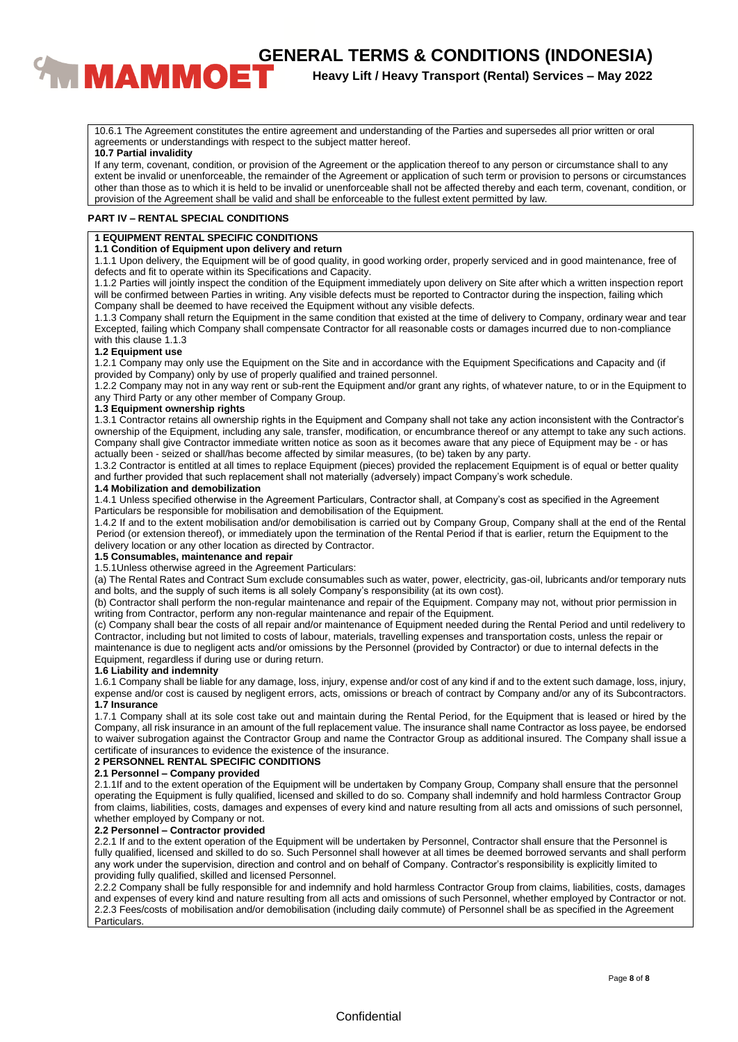10.6.1 The Agreement constitutes the entire agreement and understanding of the Parties and supersedes all prior written or oral agreements or understandings with respect to the subject matter hereof.

**10.7 Partial invalidity**

If any term, covenant, condition, or provision of the Agreement or the application thereof to any person or circumstance shall to any extent be invalid or unenforceable, the remainder of the Agreement or application of such term or provision to persons or circumstances other than those as to which it is held to be invalid or unenforceable shall not be affected thereby and each term, covenant, condition, or provision of the Agreement shall be valid and shall be enforceable to the fullest extent permitted by law.

## PART IV – RENTAL SPECIAL CONDITIONS

### 1 EQUIPMENT RENTAL SPECIFIC CONDITIONS

**1.1 Condition of Equipment upon delivery and return**

1.1.1 Upon delivery, the Equipment will be of good quality, in good working order, properly serviced and in good maintenance, free of defects and fit to operate within its Specifications and Capacity.

1.1.2 Parties will jointly inspect the condition of the Equipment immediately upon delivery on Site after which a written inspection report will be confirmed between Parties in writing. Any visible defects must be reported to Contractor during the inspection, failing which Company shall be deemed to have received the Equipment without any visible defects.

1.1.3 Company shall return the Equipment in the same condition that existed at the time of delivery to Company, ordinary wear and tear Excepted, failing which Company shall compensate Contractor for all reasonable costs or damages incurred due to non-compliance with this clause 1.1.3

**1.2 Equipment use**

1.2.1 Company may only use the Equipment on the Site and in accordance with the Equipment Specifications and Capacity and (if provided by Company) only by use of properly qualified and trained personnel.

1.2.2 Company may not in any way rent or sub-rent the Equipment and/or grant any rights, of whatever nature, to or in the Equipment to any Third Party or any other member of Company Group.

**1.3 Equipment ownership rights**

1.3.1 Contractor retains all ownership rights in the Equipment and Company shall not take any action inconsistent with the Contractor's ownership of the Equipment, including any sale, transfer, modification, or encumbrance thereof or any attempt to take any such actions. Company shall give Contractor immediate written notice as soon as it becomes aware that any piece of Equipment may be - or has actually been - seized or shall/has become affected by similar measures, (to be) taken by any party.

1.3.2 Contractor is entitled at all times to replace Equipment (pieces) provided the replacement Equipment is of equal or better quality and further provided that such replacement shall not materially (adversely) impact Company's work schedule.

**1.4 Mobilization and demobilization**

1.4.1 Unless specified otherwise in the Agreement Particulars, Contractor shall, at Company's cost as specified in the Agreement Particulars be responsible for mobilisation and demobilisation of the Equipment.

1.4.2 If and to the extent mobilisation and/or demobilisation is carried out by Company Group, Company shall at the end of the Rental Period (or extension thereof), or immediately upon the termination of the Rental Period if that is earlier, return the Equipment to the delivery location or any other location as directed by Contractor.

**1.5 Consumables, maintenance and repair**

1.5.1Unless otherwise agreed in the Agreement Particulars:

(a) The Rental Rates and Contract Sum exclude consumables such as water, power, electricity, gas-oil, lubricants and/or temporary nuts and bolts, and the supply of such items is all solely Company's responsibility (at its own cost).

(b) Contractor shall perform the non-regular maintenance and repair of the Equipment. Company may not, without prior permission in writing from Contractor, perform any non-regular maintenance and repair of the Equipment.

(c) Company shall bear the costs of all repair and/or maintenance of Equipment needed during the Rental Period and until redelivery to Contractor, including but not limited to costs of labour, materials, travelling expenses and transportation costs, unless the repair or maintenance is due to negligent acts and/or omissions by the Personnel (provided by Contractor) or due to internal defects in the Equipment, regardless if during use or during return.

**1.6 Liability and indemnity**

1.6.1 Company shall be liable for any damage, loss, injury, expense and/or cost of any kind if and to the extent such damage, loss, injury, expense and/or cost is caused by negligent errors, acts, omissions or breach of contract by Company and/or any of its Subcontractors.

**1.7 Insurance**

1.7.1 Company shall at its sole cost take out and maintain during the Rental Period, for the Equipment that is leased or hired by the Company, all risk insurance in an amount of the full replacement value. The insurance shall name Contractor as loss payee, be endorsed to waiver subrogation against the Contractor Group and name the Contractor Group as additional insured. The Company shall issue a certificate of insurances to evidence the existence of the insurance.

### 2 PERSONNEL RENTAL SPECIFIC CONDITIONS

**2.1 Personnel – Company provided**

2.1.1If and to the extent operation of the Equipment will be undertaken by Company Group, Company shall ensure that the personnel operating the Equipment is fully qualified, licensed and skilled to do so. Company shall indemnify and hold harmless Contractor Group from claims, liabilities, costs, damages and expenses of every kind and nature resulting from all acts and omissions of such personnel, whether employed by Company or not.

**2.2 Personnel – Contractor provided**

2.2.1 If and to the extent operation of the Equipment will be undertaken by Personnel, Contractor shall ensure that the Personnel is fully qualified, licensed and skilled to do so. Such Personnel shall however at all times be deemed borrowed servants and shall perform any work under the supervision, direction and control and on behalf of Company. Contractor's responsibility is explicitly limited to providing fully qualified, skilled and licensed Personnel.

2.2.2 Company shall be fully responsible for and indemnify and hold harmless Contractor Group from claims, liabilities, costs, damages and expenses of every kind and nature resulting from all acts and omissions of such Personnel, whether employed by Contractor or not.

2.2.3 Fees/costs of mobilisation and/or demobilisation (including daily commute) of Personnel shall be as specified in the Agreement Particulars.